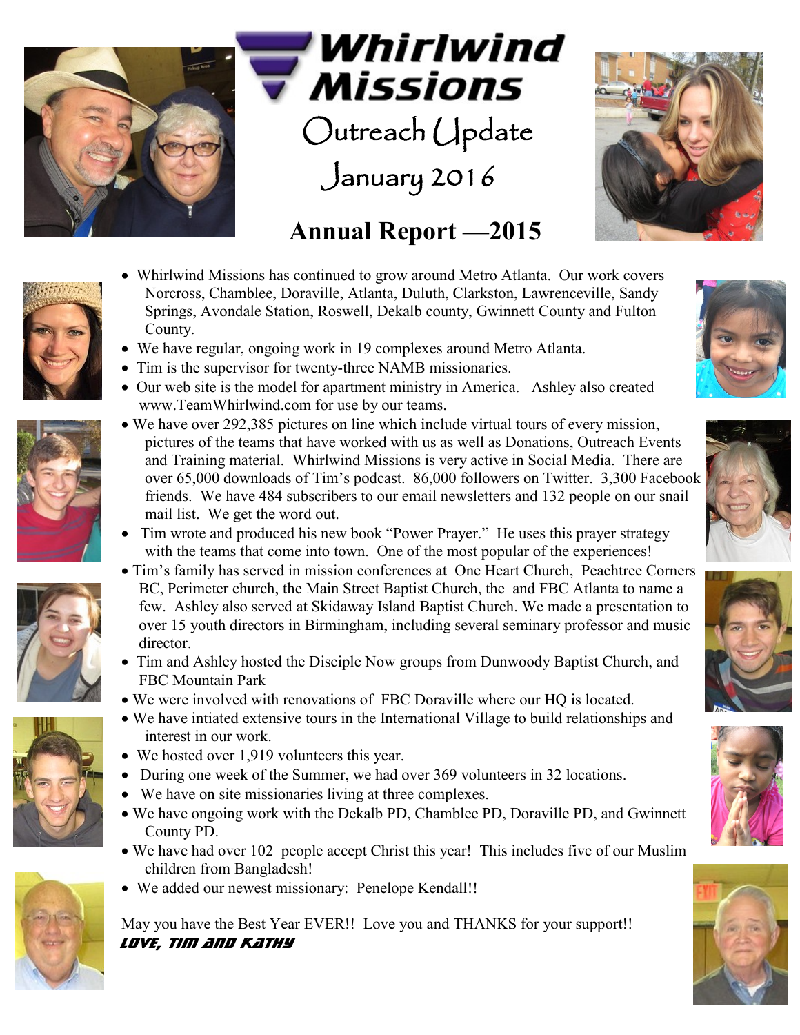# Whirlwind Missions

## Outreach Update

## January 2016

## Annual Report —2015

- Whirlwind Missions has continued to grow around Metro Atlanta. Our work covers Norcross, Chamblee, Doraville, Atlanta, Duluth, Clarkston, Lawrenceville, Sandy Springs, Avondale Station, Roswell, Dekalb county, Gwinnett County and Fulton County.
- We have regular, ongoing work in 19 complexes around Metro Atlanta.
- Tim is the supervisor for twenty-three NAMB missionaries.
- Our web site is the model for apartment ministry in America. Ashley also created www.TeamWhirlwind.com for use by our teams.
- We have over 292,385 pictures on line which include virtual tours of every mission, pictures of the teams that have worked with us as well as Donations, Outreach Events and Training material. Whirlwind Missions is very active in Social Media. There are over 65,000 downloads of Tim's podcast. 86,000 followers on Twitter. 3,300 Facebook friends. We have 484 subscribers to our email newsletters and 132 people on our snail mail list. We get the word out.
- Tim wrote and produced his new book "Power Prayer." He uses this prayer strategy with the teams that come into town. One of the most popular of the experiences!
- Tim's family has served in mission conferences at One Heart Church, Peachtree Corners BC, Perimeter church, the Main Street Baptist Church, the and FBC Atlanta to name a few. Ashley also served at Skidaway Island Baptist Church. We made a presentation to over 15 youth directors in Birmingham, including several seminary professor and music director.
- Tim and Ashley hosted the Disciple Now groups from Dunwoody Baptist Church, and FBC Mountain Park
- We were involved with renovations of FBC Doraville where our HQ is located.
- We have intiated extensive tours in the International Village to build relationships and interest in our work.
- We hosted over 1,919 volunteers this year.
- During one week of the Summer, we had over 369 volunteers in 32 locations.
- We have on site missionaries living at three complexes.
- We have ongoing work with the Dekalb PD, Chamblee PD, Doraville PD, and Gwinnett County PD.
- We have had over 102 people accept Christ this year! This includes five of our Muslim children from Bangladesh!
- We added our newest missionary: Penelope Kendall!!

May you have the Best Year EVER!! Love you and THANKS for your support!!

***Love, Tim and Kathy***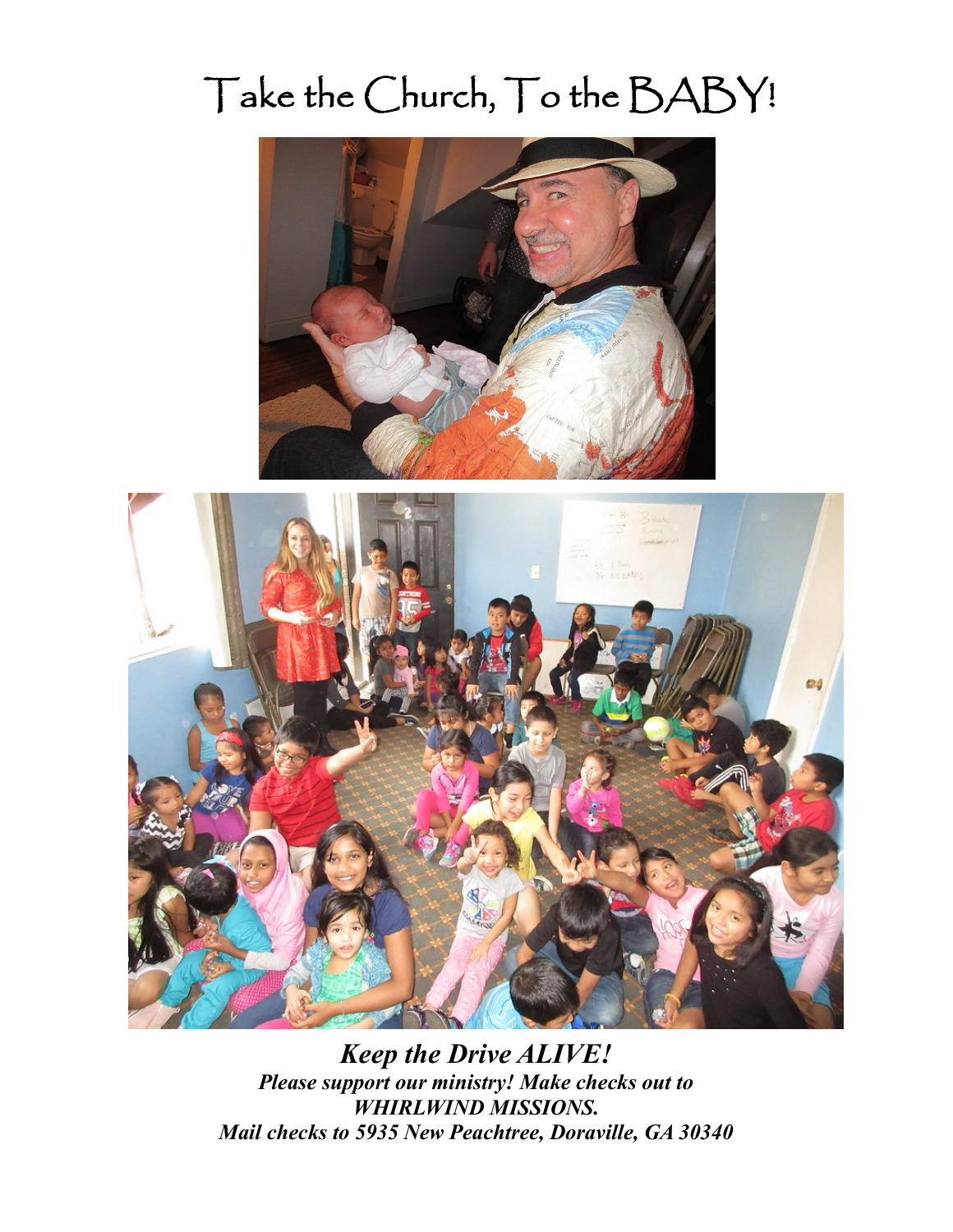# Take the Church, To the BABY!

***Keep the Drive ALIVE!***
***Please support our ministry! Make checks out to WHIRLWIND MISSIONS.***
***Mail checks to 5935 New Peachtree, Doraville, GA 30340***